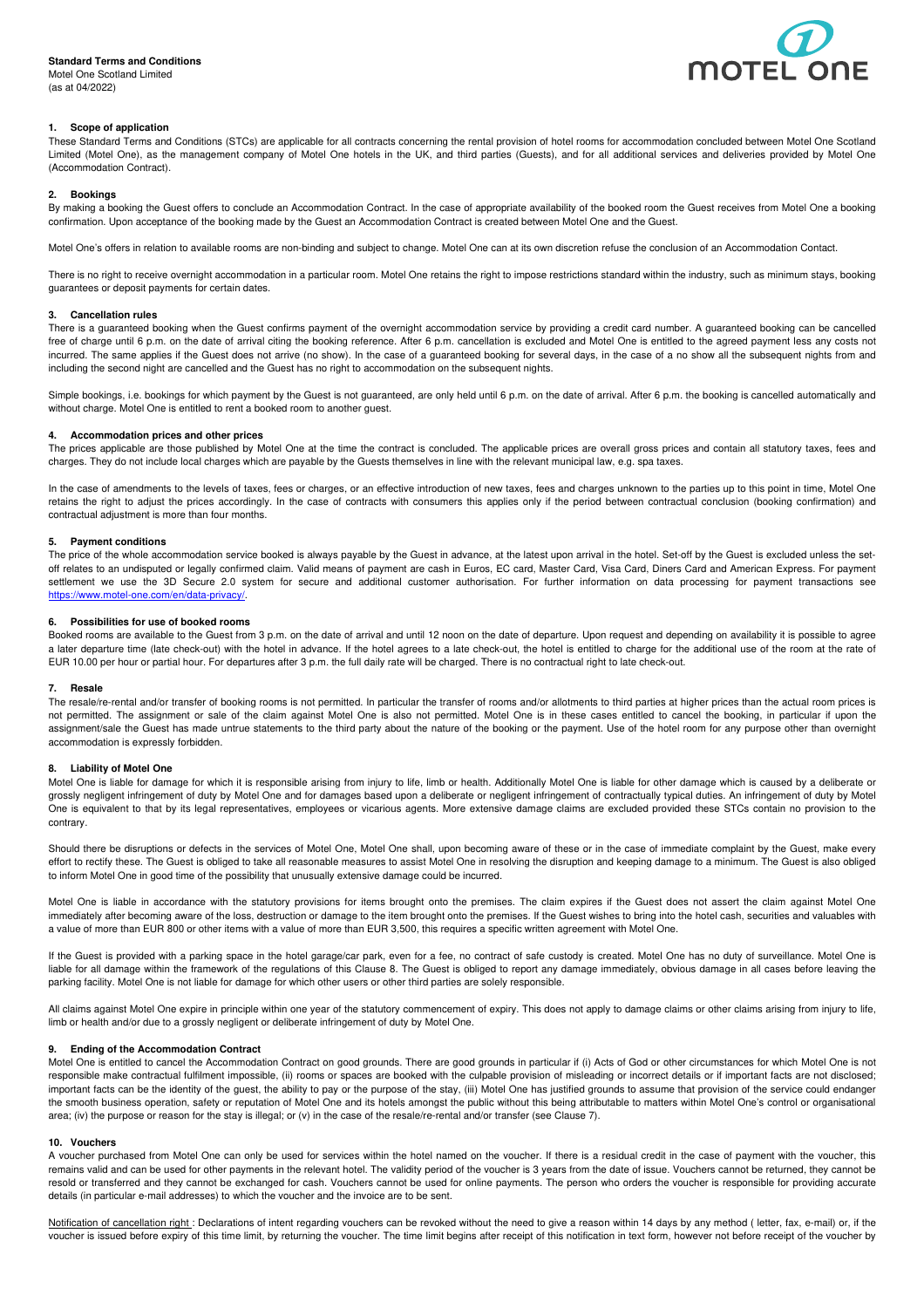**Standard Terms and Conditions**
Motel One Scotland Limited
(as at 04/2022)

MOTEL ONE

#### 1. Scope of application

These Standard Terms and Conditions (STCs) are applicable for all contracts concerning the rental provision of hotel rooms for accommodation concluded between Motel One Scotland Limited (Motel One), as the management company of Motel One hotels in the UK, and third parties (Guests), and for all additional services and deliveries provided by Motel One (Accommodation Contract).

#### 2. Bookings

By making a booking the Guest offers to conclude an Accommodation Contract. In the case of appropriate availability of the booked room the Guest receives from Motel One a booking confirmation. Upon acceptance of the booking made by the Guest an Accommodation Contract is created between Motel One and the Guest.

Motel One's offers in relation to available rooms are non-binding and subject to change. Motel One can at its own discretion refuse the conclusion of an Accommodation Contact.

There is no right to receive overnight accommodation in a particular room. Motel One retains the right to impose restrictions standard within the industry, such as minimum stays, booking guarantees or deposit payments for certain dates.

#### 3. Cancellation rules

There is a guaranteed booking when the Guest confirms payment of the overnight accommodation service by providing a credit card number. A guaranteed booking can be cancelled free of charge until 6 p.m. on the date of arrival citing the booking reference. After 6 p.m. cancellation is excluded and Motel One is entitled to the agreed payment less any costs not incurred. The same applies if the Guest does not arrive (no show). In the case of a guaranteed booking for several days, in the case of a no show all the subsequent nights from and including the second night are cancelled and the Guest has no right to accommodation on the subsequent nights.

Simple bookings, i.e. bookings for which payment by the Guest is not guaranteed, are only held until 6 p.m. on the date of arrival. After 6 p.m. the booking is cancelled automatically and without charge. Motel One is entitled to rent a booked room to another guest.

#### 4. Accommodation prices and other prices

The prices applicable are those published by Motel One at the time the contract is concluded. The applicable prices are overall gross prices and contain all statutory taxes, fees and charges. They do not include local charges which are payable by the Guests themselves in line with the relevant municipal law, e.g. spa taxes.

In the case of amendments to the levels of taxes, fees or charges, or an effective introduction of new taxes, fees and charges unknown to the parties up to this point in time, Motel One retains the right to adjust the prices accordingly. In the case of contracts with consumers this applies only if the period between contractual conclusion (booking confirmation) and contractual adjustment is more than four months.

#### 5. Payment conditions

The price of the whole accommodation service booked is always payable by the Guest in advance, at the latest upon arrival in the hotel. Set-off by the Guest is excluded unless the set-off relates to an undisputed or legally confirmed claim. Valid means of payment are cash in Euros, EC card, Master Card, Visa Card, Diners Card and American Express. For payment settlement we use the 3D Secure 2.0 system for secure and additional customer authorisation. For further information on data processing for payment transactions see https://www.motel-one.com/en/data-privacy/.

#### 6. Possibilities for use of booked rooms

Booked rooms are available to the Guest from 3 p.m. on the date of arrival and until 12 noon on the date of departure. Upon request and depending on availability it is possible to agree a later departure time (late check-out) with the hotel in advance. If the hotel agrees to a late check-out, the hotel is entitled to charge for the additional use of the room at the rate of EUR 10.00 per hour or partial hour. For departures after 3 p.m. the full daily rate will be charged. There is no contractual right to late check-out.

#### 7. Resale

The resale/re-rental and/or transfer of booking rooms is not permitted. In particular the transfer of rooms and/or allotments to third parties at higher prices than the actual room prices is not permitted. The assignment or sale of the claim against Motel One is also not permitted. Motel One is in these cases entitled to cancel the booking, in particular if upon the assignment/sale the Guest has made untrue statements to the third party about the nature of the booking or the payment. Use of the hotel room for any purpose other than overnight accommodation is expressly forbidden.

#### 8. Liability of Motel One

Motel One is liable for damage for which it is responsible arising from injury to life, limb or health. Additionally Motel One is liable for other damage which is caused by a deliberate or grossly negligent infringement of duty by Motel One and for damages based upon a deliberate or negligent infringement of contractually typical duties. An infringement of duty by Motel One is equivalent to that by its legal representatives, employees or vicarious agents. More extensive damage claims are excluded provided these STCs contain no provision to the contrary.

Should there be disruptions or defects in the services of Motel One, Motel One shall, upon becoming aware of these or in the case of immediate complaint by the Guest, make every effort to rectify these. The Guest is obliged to take all reasonable measures to assist Motel One in resolving the disruption and keeping damage to a minimum. The Guest is also obliged to inform Motel One in good time of the possibility that unusually extensive damage could be incurred.

Motel One is liable in accordance with the statutory provisions for items brought onto the premises. The claim expires if the Guest does not assert the claim against Motel One immediately after becoming aware of the loss, destruction or damage to the item brought onto the premises. If the Guest wishes to bring into the hotel cash, securities and valuables with a value of more than EUR 800 or other items with a value of more than EUR 3,500, this requires a specific written agreement with Motel One.

If the Guest is provided with a parking space in the hotel garage/car park, even for a fee, no contract of safe custody is created. Motel One has no duty of surveillance. Motel One is liable for all damage within the framework of the regulations of this Clause 8. The Guest is obliged to report any damage immediately, obvious damage in all cases before leaving the parking facility. Motel One is not liable for damage for which other users or other third parties are solely responsible.

All claims against Motel One expire in principle within one year of the statutory commencement of expiry. This does not apply to damage claims or other claims arising from injury to life, limb or health and/or due to a grossly negligent or deliberate infringement of duty by Motel One.

#### 9. Ending of the Accommodation Contract

Motel One is entitled to cancel the Accommodation Contract on good grounds. There are good grounds in particular if (i) Acts of God or other circumstances for which Motel One is not responsible make contractual fulfilment impossible, (ii) rooms or spaces are booked with the culpable provision of misleading or incorrect details or if important facts are not disclosed; important facts can be the identity of the guest, the ability to pay or the purpose of the stay, (iii) Motel One has justified grounds to assume that provision of the service could endanger the smooth business operation, safety or reputation of Motel One and its hotels amongst the public without this being attributable to matters within Motel One's control or organisational area; (iv) the purpose or reason for the stay is illegal; or (v) in the case of the resale/re-rental and/or transfer (see Clause 7).

#### 10. Vouchers

A voucher purchased from Motel One can only be used for services within the hotel named on the voucher. If there is a residual credit in the case of payment with the voucher, this remains valid and can be used for other payments in the relevant hotel. The validity period of the voucher is 3 years from the date of issue. Vouchers cannot be returned, they cannot be resold or transferred and they cannot be exchanged for cash. Vouchers cannot be used for online payments. The person who orders the voucher is responsible for providing accurate details (in particular e-mail addresses) to which the voucher and the invoice are to be sent.

Notification of cancellation right : Declarations of intent regarding vouchers can be revoked without the need to give a reason within 14 days by any method ( letter, fax, e-mail) or, if the voucher is issued before expiry of this time limit, by returning the voucher. The time limit begins after receipt of this notification in text form, however not before receipt of the voucher by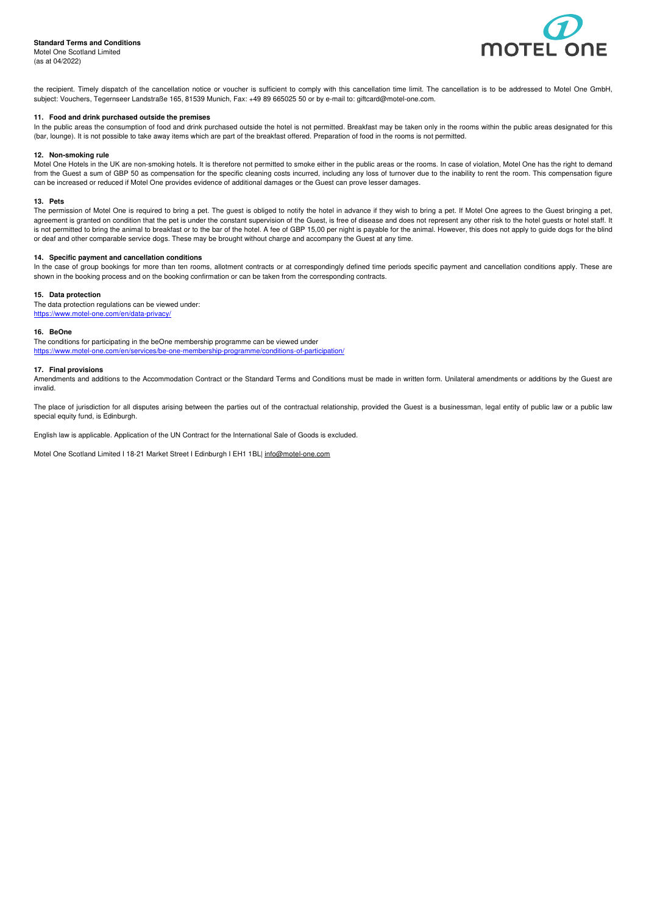the recipient. Timely dispatch of the cancellation notice or voucher is sufficient to comply with this cancellation time limit. The cancellation is to be addressed to Motel One GmbH, subject: Vouchers, Tegernseer Landstraße 165, 81539 Munich, Fax: +49 89 665025 50 or by e-mail to: giftcard@motel-one.com.

### 11. Food and drink purchased outside the premises

In the public areas the consumption of food and drink purchased outside the hotel is not permitted. Breakfast may be taken only in the rooms within the public areas designated for this (bar, lounge). It is not possible to take away items which are part of the breakfast offered. Preparation of food in the rooms is not permitted.

### 12. Non-smoking rule

Motel One Hotels in the UK are non-smoking hotels. It is therefore not permitted to smoke either in the public areas or the rooms. In case of violation, Motel One has the right to demand from the Guest a sum of GBP 50 as compensation for the specific cleaning costs incurred, including any loss of turnover due to the inability to rent the room. This compensation figure can be increased or reduced if Motel One provides evidence of additional damages or the Guest can prove lesser damages.

### 13. Pets

The permission of Motel One is required to bring a pet. The guest is obliged to notify the hotel in advance if they wish to bring a pet. If Motel One agrees to the Guest bringing a pet, agreement is granted on condition that the pet is under the constant supervision of the Guest, is free of disease and does not represent any other risk to the hotel guests or hotel staff. It is not permitted to bring the animal to breakfast or to the bar of the hotel. A fee of GBP 15,00 per night is payable for the animal. However, this does not apply to guide dogs for the blind or deaf and other comparable service dogs. These may be brought without charge and accompany the Guest at any time.

### 14. Specific payment and cancellation conditions

In the case of group bookings for more than ten rooms, allotment contracts or at correspondingly defined time periods specific payment and cancellation conditions apply. These are shown in the booking process and on the booking confirmation or can be taken from the corresponding contracts.

### 15. Data protection

The data protection regulations can be viewed under:
https://www.motel-one.com/en/data-privacy/

### 16. BeOne

The conditions for participating in the beOne membership programme can be viewed under
https://www.motel-one.com/en/services/be-one-membership-programme/conditions-of-participation/

### 17. Final provisions

Amendments and additions to the Accommodation Contract or the Standard Terms and Conditions must be made in written form. Unilateral amendments or additions by the Guest are invalid.

The place of jurisdiction for all disputes arising between the parties out of the contractual relationship, provided the Guest is a businessman, legal entity of public law or a public law special equity fund, is Edinburgh.

English law is applicable. Application of the UN Contract for the International Sale of Goods is excluded.

Motel One Scotland Limited I 18-21 Market Street I Edinburgh I EH1 1BL| info@motel-one.com